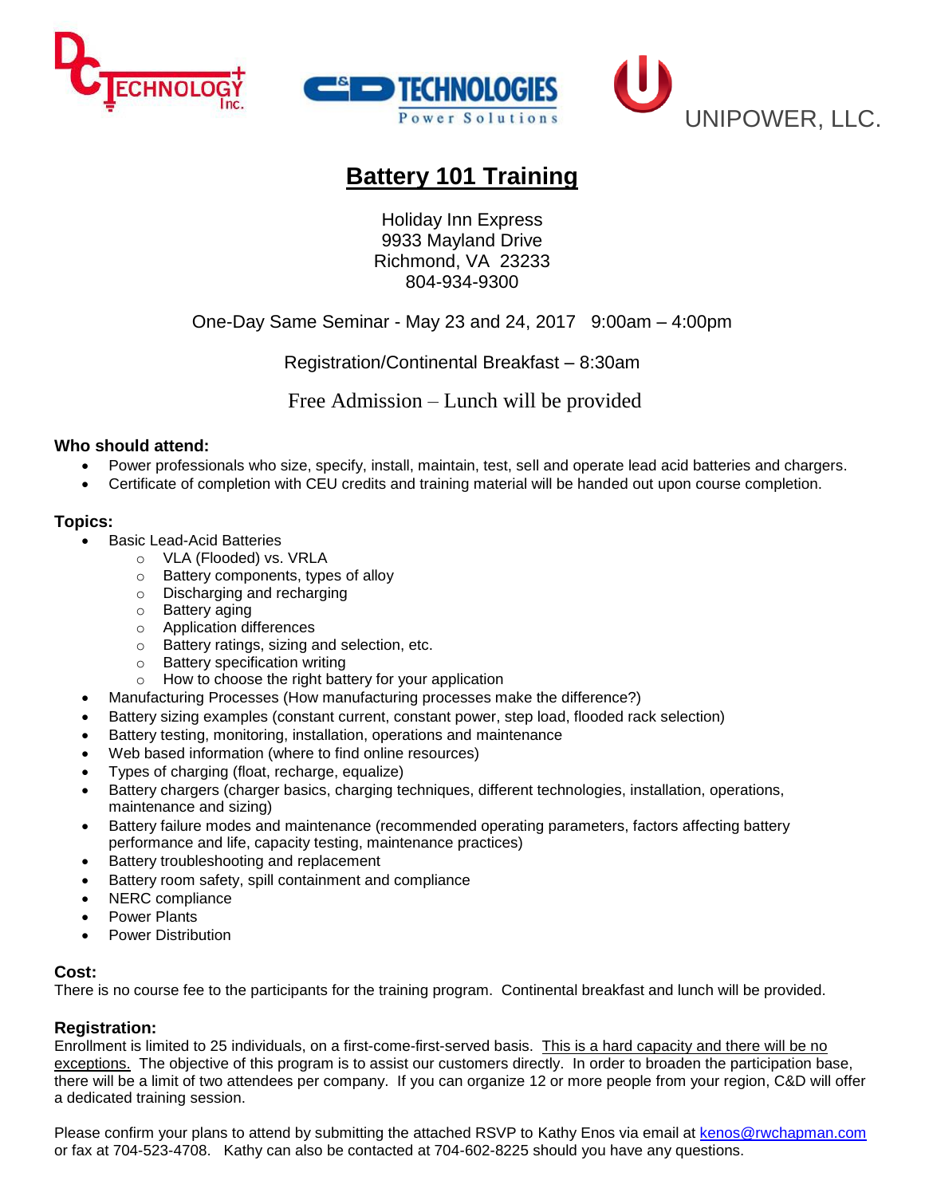DC TECHNOLOGY Inc. C&D TECHNOLOGIES Power Solutions UNIPOWER, LLC.

# Battery 101 Training

Holiday Inn Express
9933 Mayland Drive
Richmond, VA 23233
804-934-9300

One-Day Same Seminar - May 23 and 24, 2017 9:00am – 4:00pm

Registration/Continental Breakfast – 8:30am

Free Admission – Lunch will be provided

### Who should attend:

- Power professionals who size, specify, install, maintain, test, sell and operate lead acid batteries and chargers.
- Certificate of completion with CEU credits and training material will be handed out upon course completion.

### Topics:

- Basic Lead-Acid Batteries
    - VLA (Flooded) vs. VRLA
    - Battery components, types of alloy
    - Discharging and recharging
    - Battery aging
    - Application differences
    - Battery ratings, sizing and selection, etc.
    - Battery specification writing
    - How to choose the right battery for your application
- Manufacturing Processes (How manufacturing processes make the difference?)
- Battery sizing examples (constant current, constant power, step load, flooded rack selection)
- Battery testing, monitoring, installation, operations and maintenance
- Web based information (where to find online resources)
- Types of charging (float, recharge, equalize)
- Battery chargers (charger basics, charging techniques, different technologies, installation, operations, maintenance and sizing)
- Battery failure modes and maintenance (recommended operating parameters, factors affecting battery performance and life, capacity testing, maintenance practices)
- Battery troubleshooting and replacement
- Battery room safety, spill containment and compliance
- NERC compliance
- Power Plants
- Power Distribution

### Cost:

There is no course fee to the participants for the training program. Continental breakfast and lunch will be provided.

### Registration:

Enrollment is limited to 25 individuals, on a first-come-first-served basis. This is a hard capacity and there will be no exceptions. The objective of this program is to assist our customers directly. In order to broaden the participation base, there will be a limit of two attendees per company. If you can organize 12 or more people from your region, C&D will offer a dedicated training session.

Please confirm your plans to attend by submitting the attached RSVP to Kathy Enos via email at kenos@rwchapman.com or fax at 704-523-4708. Kathy can also be contacted at 704-602-8225 should you have any questions.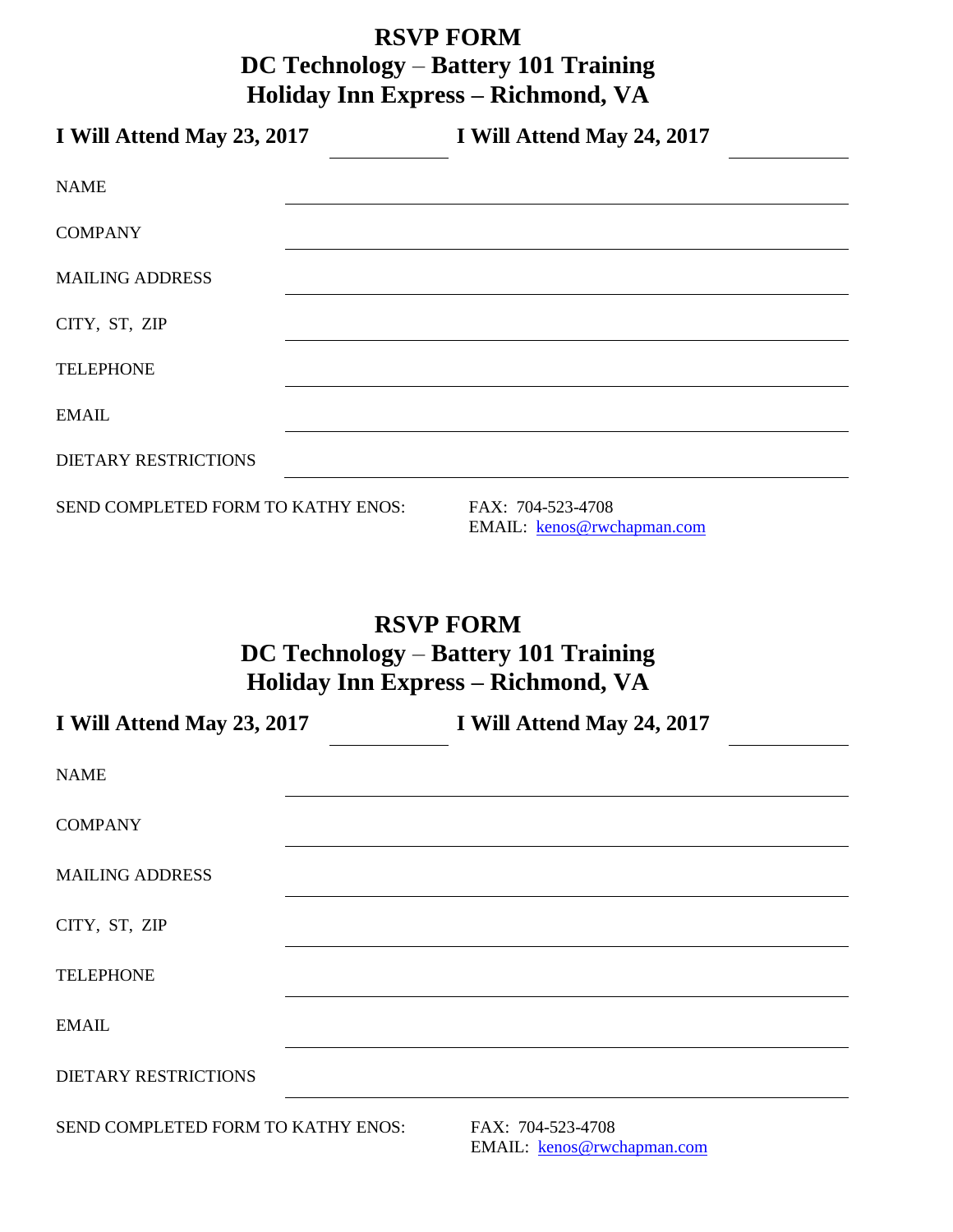# RSVP FORM
## DC Technology – Battery 101 Training
## Holiday Inn Express – Richmond, VA

**I Will Attend May 23, 2017** ____________ **I Will Attend May 24, 2017** ____________

NAME ______________________________________________

COMPANY ______________________________________________

MAILING ADDRESS ______________________________________________

CITY, ST, ZIP ______________________________________________

TELEPHONE ______________________________________________

EMAIL ______________________________________________

DIETARY RESTRICTIONS ______________________________________________

SEND COMPLETED FORM TO KATHY ENOS: FAX: 704-523-4708
EMAIL: kenos@rwchapman.com

# RSVP FORM
## DC Technology – Battery 101 Training
## Holiday Inn Express – Richmond, VA

**I Will Attend May 23, 2017** ____________ **I Will Attend May 24, 2017** ____________

NAME ______________________________________________

COMPANY ______________________________________________

MAILING ADDRESS ______________________________________________

CITY, ST, ZIP ______________________________________________

TELEPHONE ______________________________________________

EMAIL ______________________________________________

DIETARY RESTRICTIONS ______________________________________________

SEND COMPLETED FORM TO KATHY ENOS: FAX: 704-523-4708
EMAIL: kenos@rwchapman.com